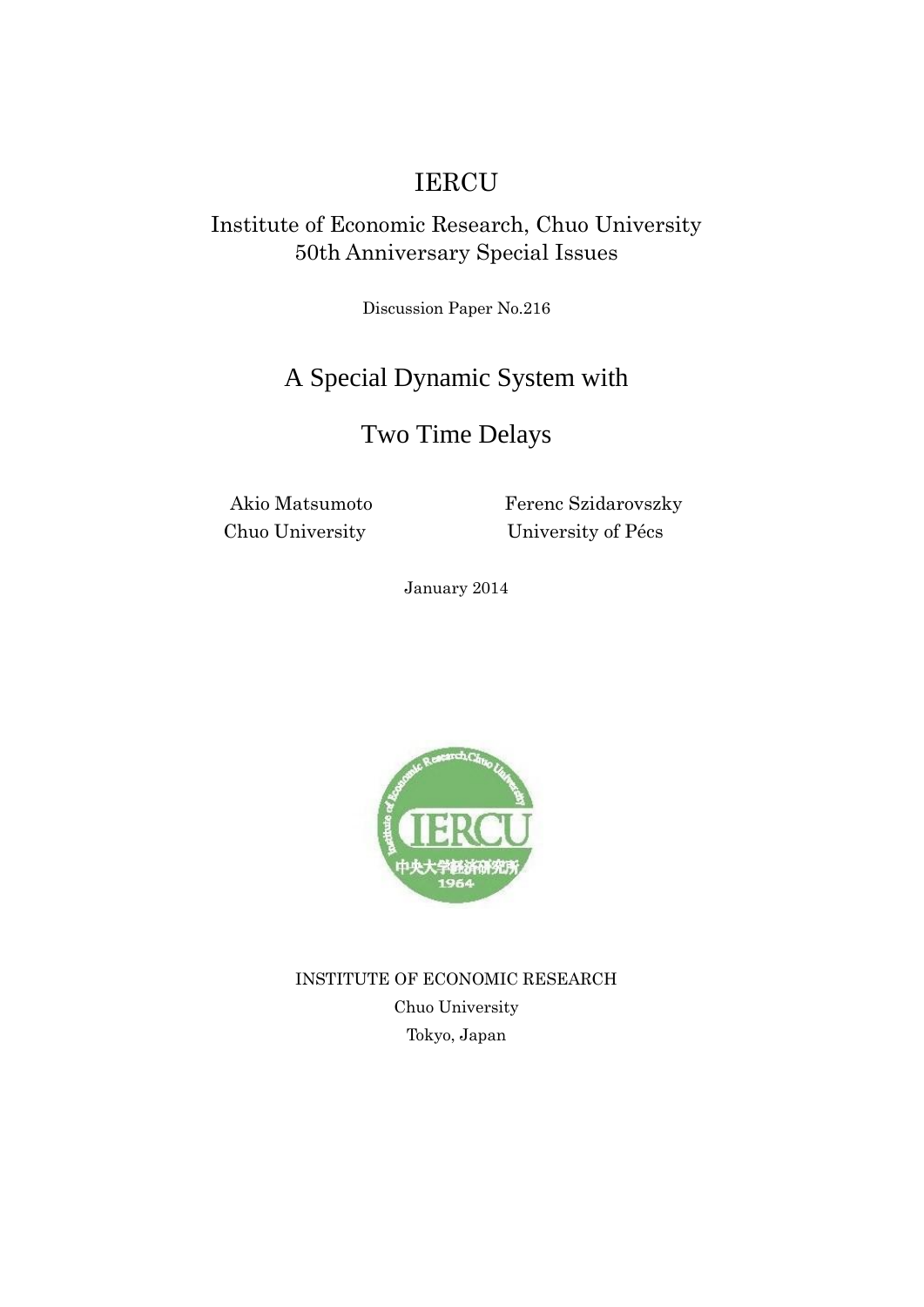# IERCU

Institute of Economic Research, Chuo University
50th Anniversary Special Issues

Discussion Paper No.216

## A Special Dynamic System with

## Two Time Delays

Akio Matsumoto
Chuo University

Ferenc Szidarovszky
University of Pécs

January 2014

INSTITUTE OF ECONOMIC RESEARCH
Chuo University
Tokyo, Japan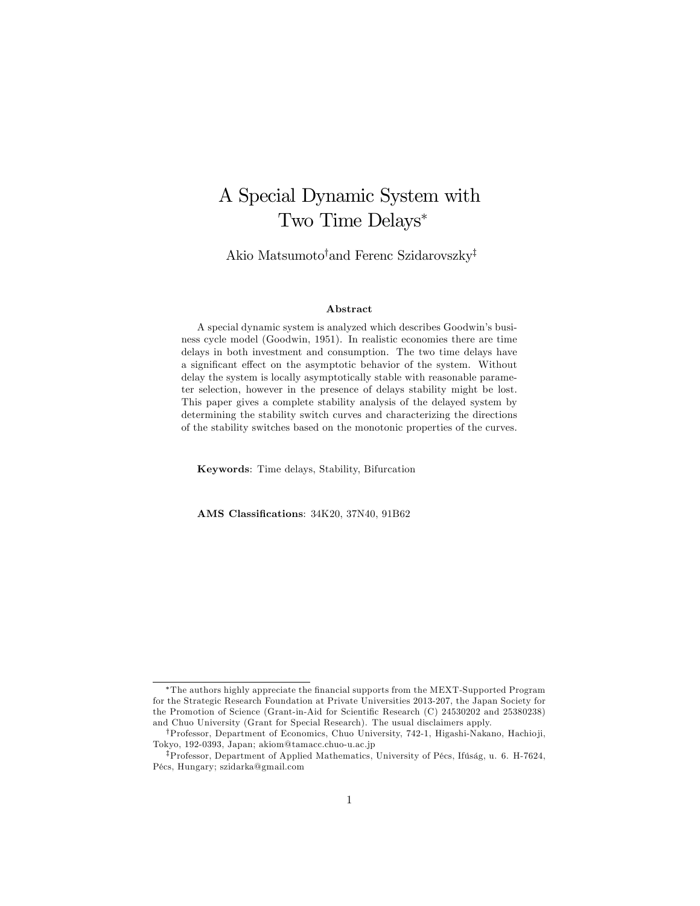# A Special Dynamic System with Two Time Delays*

Akio Matsumoto† and Ferenc Szidarovszky‡

### Abstract

A special dynamic system is analyzed which describes Goodwin's business cycle model (Goodwin, 1951). In realistic economies there are time delays in both investment and consumption. The two time delays have a significant effect on the asymptotic behavior of the system. Without delay the system is locally asymptotically stable with reasonable parameter selection, however in the presence of delays stability might be lost. This paper gives a complete stability analysis of the delayed system by determining the stability switch curves and characterizing the directions of the stability switches based on the monotonic properties of the curves.

**Keywords**: Time delays, Stability, Bifurcation

**AMS Classifications**: 34K20, 37N40, 91B62

---

*The authors highly appreciate the financial supports from the MEXT-Supported Program for the Strategic Research Foundation at Private Universities 2013-207, the Japan Society for the Promotion of Science (Grant-in-Aid for Scientific Research (C) 24530202 and 25380238) and Chuo University (Grant for Special Research). The usual disclaimers apply.

†Professor, Department of Economics, Chuo University, 742-1, Higashi-Nakano, Hachioji, Tokyo, 192-0393, Japan; akiom@tamacc.chuo-u.ac.jp

‡Professor, Department of Applied Mathematics, University of Pécs, Ifúság, u. 6. H-7624, Pécs, Hungary; szidarka@gmail.com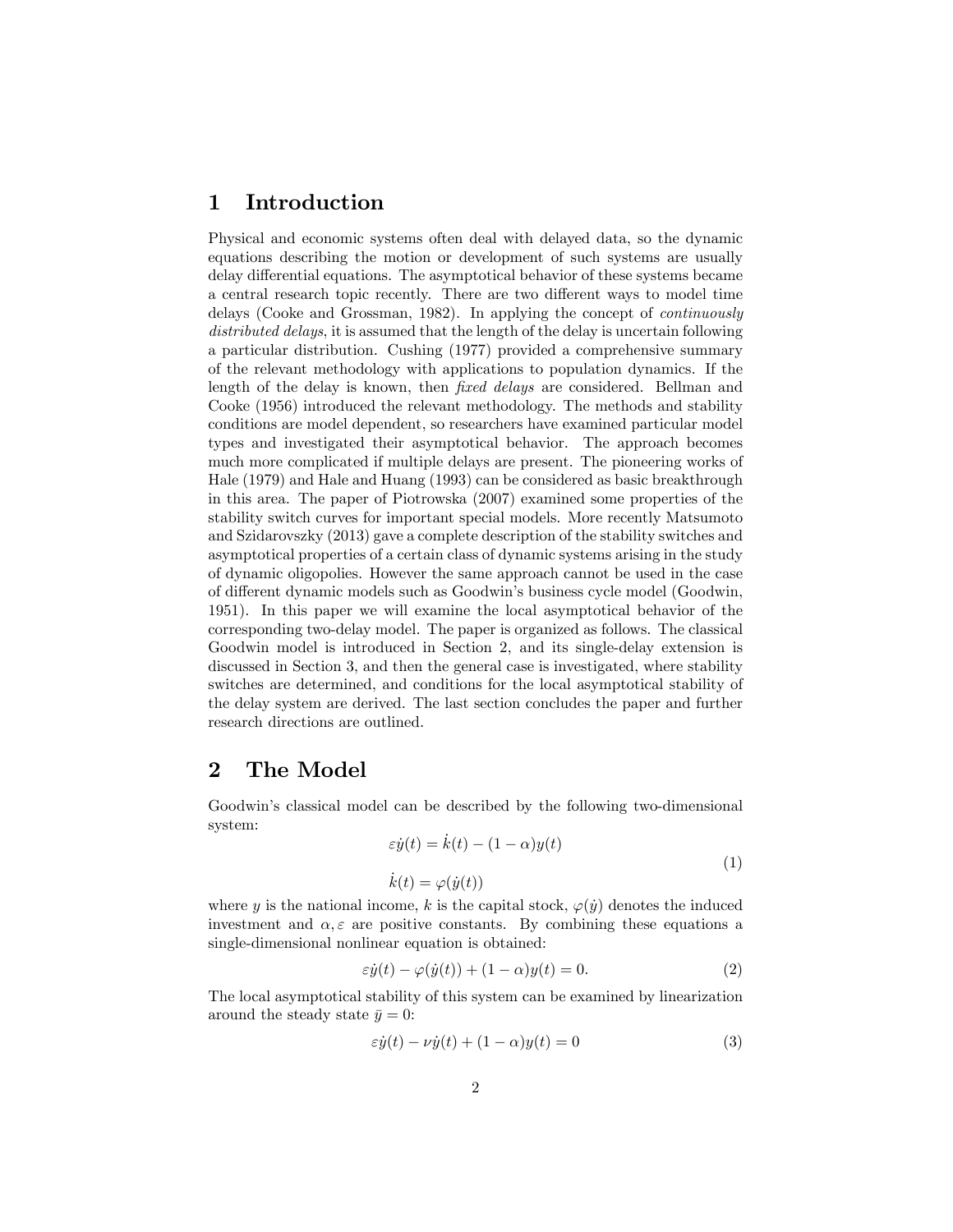## 1 Introduction

Physical and economic systems often deal with delayed data, so the dynamic equations describing the motion or development of such systems are usually delay differential equations. The asymptotical behavior of these systems became a central research topic recently. There are two different ways to model time delays (Cooke and Grossman, 1982). In applying the concept of *continuously distributed delays*, it is assumed that the length of the delay is uncertain following a particular distribution. Cushing (1977) provided a comprehensive summary of the relevant methodology with applications to population dynamics. If the length of the delay is known, then *fixed delays* are considered. Bellman and Cooke (1956) introduced the relevant methodology. The methods and stability conditions are model dependent, so researchers have examined particular model types and investigated their asymptotical behavior. The approach becomes much more complicated if multiple delays are present. The pioneering works of Hale (1979) and Hale and Huang (1993) can be considered as basic breakthrough in this area. The paper of Piotrowska (2007) examined some properties of the stability switch curves for important special models. More recently Matsumoto and Szidarovszky (2013) gave a complete description of the stability switches and asymptotical properties of a certain class of dynamic systems arising in the study of dynamic oligopolies. However the same approach cannot be used in the case of different dynamic models such as Goodwin's business cycle model (Goodwin, 1951). In this paper we will examine the local asymptotical behavior of the corresponding two-delay model. The paper is organized as follows. The classical Goodwin model is introduced in Section 2, and its single-delay extension is discussed in Section 3, and then the general case is investigated, where stability switches are determined, and conditions for the local asymptotical stability of the delay system are derived. The last section concludes the paper and further research directions are outlined.

## 2 The Model

Goodwin's classical model can be described by the following two-dimensional system:

$$
\begin{aligned}
\varepsilon\dot{y}(t) &= \dot{k}(t) - (1-\alpha)y(t) \\
\dot{k}(t) &= \varphi(\dot{y}(t))
\end{aligned}
\tag{1}
$$

where $y$ is the national income, $k$ is the capital stock, $\varphi(\dot{y})$ denotes the induced investment and $\alpha, \varepsilon$ are positive constants. By combining these equations a single-dimensional nonlinear equation is obtained:

$$
\varepsilon\dot{y}(t) - \varphi(\dot{y}(t)) + (1-\alpha)y(t) = 0. \tag{2}
$$

The local asymptotical stability of this system can be examined by linearization around the steady state $\bar{y} = 0$:

$$
\varepsilon\dot{y}(t) - \nu\dot{y}(t) + (1-\alpha)y(t) = 0 \tag{3}
$$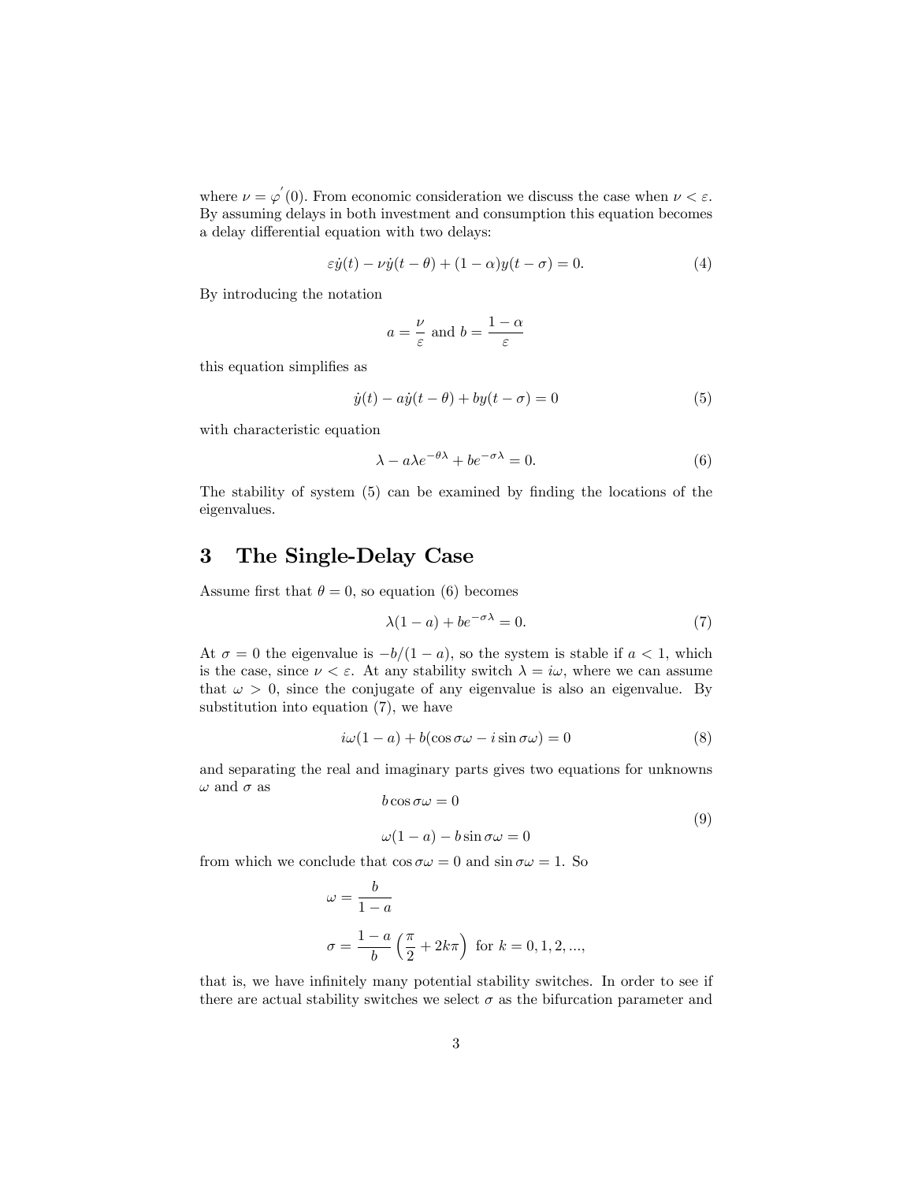where $\nu = \varphi^{'}(0)$. From economic consideration we discuss the case when $\nu < \varepsilon$. By assuming delays in both investment and consumption this equation becomes a delay differential equation with two delays:

$$\varepsilon \dot{y}(t) - \nu \dot{y}(t-\theta) + (1-\alpha) y(t-\sigma) = 0. \tag{4}$$

By introducing the notation

$$a = \frac{\nu}{\varepsilon} \text{ and } b = \frac{1-\alpha}{\varepsilon}$$

this equation simplifies as

$$\dot{y}(t) - a\dot{y}(t-\theta) + by(t-\sigma) = 0 \tag{5}$$

with characteristic equation

$$\lambda - a\lambda e^{-\theta\lambda} + be^{-\sigma\lambda} = 0. \tag{6}$$

The stability of system (5) can be examined by finding the locations of the eigenvalues.

## 3 The Single-Delay Case

Assume first that $\theta = 0$, so equation (6) becomes

$$\lambda(1-a) + be^{-\sigma\lambda} = 0. \tag{7}$$

At $\sigma = 0$ the eigenvalue is $-b/(1-a)$, so the system is stable if $a < 1$, which is the case, since $\nu < \varepsilon$. At any stability switch $\lambda = i\omega$, where we can assume that $\omega > 0$, since the conjugate of any eigenvalue is also an eigenvalue. By substitution into equation (7), we have

$$i\omega(1-a) + b(\cos\sigma\omega - i\sin\sigma\omega) = 0 \tag{8}$$

and separating the real and imaginary parts gives two equations for unknowns $\omega$ and $\sigma$ as

$$\begin{aligned} b\cos\sigma\omega &= 0 \\ \omega(1-a) - b\sin\sigma\omega &= 0 \end{aligned} \tag{9}$$

from which we conclude that $\cos\sigma\omega = 0$ and $\sin\sigma\omega = 1$. So

$$\omega = \frac{b}{1-a}$$

$$\sigma = \frac{1-a}{b}\left(\frac{\pi}{2} + 2k\pi\right) \text{ for } k = 0, 1, 2, ...,$$

that is, we have infinitely many potential stability switches. In order to see if there are actual stability switches we select $\sigma$ as the bifurcation parameter and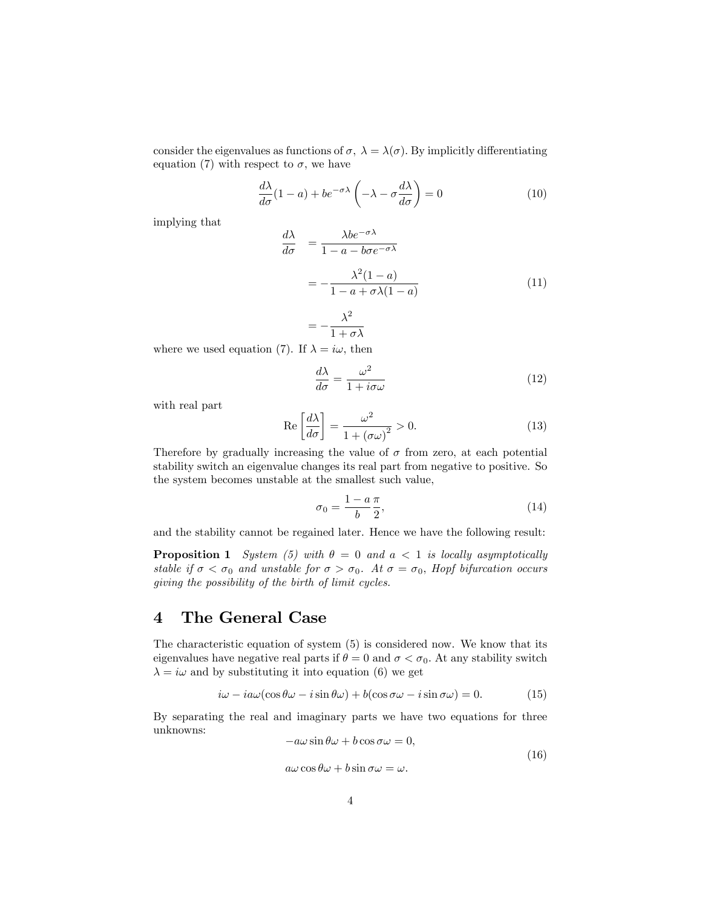consider the eigenvalues as functions of $\sigma$, $\lambda = \lambda(\sigma)$. By implicitly differentiating equation (7) with respect to $\sigma$, we have

$$\frac{d\lambda}{d\sigma}(1-a) + be^{-\sigma\lambda}\left(-\lambda - \sigma\frac{d\lambda}{d\sigma}\right) = 0 \tag{10}$$

implying that

$$\begin{aligned}
\frac{d\lambda}{d\sigma} &= \frac{\lambda b e^{-\sigma\lambda}}{1-a-b\sigma e^{-\sigma\lambda}} \\
&= -\frac{\lambda^2(1-a)}{1-a+\sigma\lambda(1-a)} \\
&= -\frac{\lambda^2}{1+\sigma\lambda}
\end{aligned} \tag{11}$$

where we used equation (7). If $\lambda = i\omega$, then

$$\frac{d\lambda}{d\sigma} = \frac{\omega^2}{1+i\sigma\omega} \tag{12}$$

with real part

$$\text{Re}\left[\frac{d\lambda}{d\sigma}\right] = \frac{\omega^2}{1+(\sigma\omega)^2} > 0. \tag{13}$$

Therefore by gradually increasing the value of $\sigma$ from zero, at each potential stability switch an eigenvalue changes its real part from negative to positive. So the system becomes unstable at the smallest such value,

$$\sigma_0 = \frac{1-a}{b}\frac{\pi}{2}, \tag{14}$$

and the stability cannot be regained later. Hence we have the following result:

**Proposition 1** *System (5) with $\theta = 0$ and $a < 1$ is locally asymptotically stable if $\sigma < \sigma_0$ and unstable for $\sigma > \sigma_0$. At $\sigma = \sigma_0$, Hopf bifurcation occurs giving the possibility of the birth of limit cycles.*

# 4 The General Case

The characteristic equation of system (5) is considered now. We know that its eigenvalues have negative real parts if $\theta = 0$ and $\sigma < \sigma_0$. At any stability switch $\lambda = i\omega$ and by substituting it into equation (6) we get

$$i\omega - ia\omega(\cos\theta\omega - i\sin\theta\omega) + b(\cos\sigma\omega - i\sin\sigma\omega) = 0. \tag{15}$$

By separating the real and imaginary parts we have two equations for three unknowns:

$$\begin{aligned}
-a\omega\sin\theta\omega + b\cos\sigma\omega &= 0, \\
a\omega\cos\theta\omega + b\sin\sigma\omega &= \omega.
\end{aligned} \tag{16}$$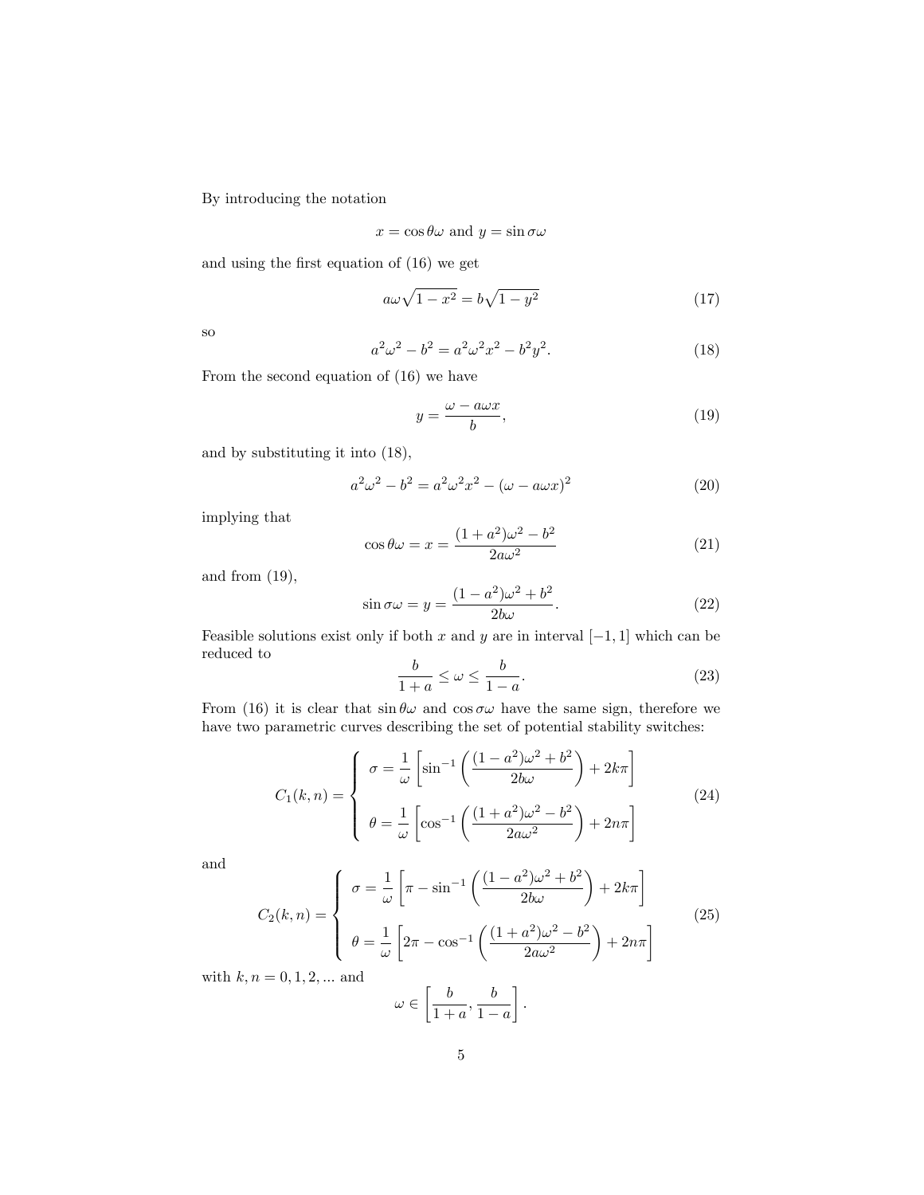By introducing the notation

$$x = \cos\theta\omega \text{ and } y = \sin\sigma\omega$$

and using the first equation of (16) we get

$$a\omega\sqrt{1-x^2} = b\sqrt{1-y^2} \tag{17}$$

so

$$a^2\omega^2 - b^2 = a^2\omega^2x^2 - b^2y^2. \tag{18}$$

From the second equation of (16) we have

$$y = \frac{\omega - a\omega x}{b}, \tag{19}$$

and by substituting it into (18),

$$a^2\omega^2 - b^2 = a^2\omega^2x^2 - (\omega - a\omega x)^2 \tag{20}$$

implying that

$$\cos\theta\omega = x = \frac{(1+a^2)\omega^2 - b^2}{2a\omega^2} \tag{21}$$

and from (19),

$$\sin\sigma\omega = y = \frac{(1-a^2)\omega^2 + b^2}{2b\omega}. \tag{22}$$

Feasible solutions exist only if both $x$ and $y$ are in interval $[-1, 1]$ which can be reduced to

$$\frac{b}{1+a} \le \omega \le \frac{b}{1-a}. \tag{23}$$

From (16) it is clear that $\sin\theta\omega$ and $\cos\sigma\omega$ have the same sign, therefore we have two parametric curves describing the set of potential stability switches:

$$C_1(k,n) = \begin{cases} \sigma = \dfrac{1}{\omega}\left[\sin^{-1}\left(\dfrac{(1-a^2)\omega^2 + b^2}{2b\omega}\right) + 2k\pi\right] \\[2ex] \theta = \dfrac{1}{\omega}\left[\cos^{-1}\left(\dfrac{(1+a^2)\omega^2 - b^2}{2a\omega^2}\right) + 2n\pi\right] \end{cases} \tag{24}$$

and

$$C_2(k,n) = \begin{cases} \sigma = \dfrac{1}{\omega}\left[\pi - \sin^{-1}\left(\dfrac{(1-a^2)\omega^2 + b^2}{2b\omega}\right) + 2k\pi\right] \\[2ex] \theta = \dfrac{1}{\omega}\left[2\pi - \cos^{-1}\left(\dfrac{(1+a^2)\omega^2 - b^2}{2a\omega^2}\right) + 2n\pi\right] \end{cases} \tag{25}$$

with $k, n = 0, 1, 2, \ldots$ and

$$\omega \in \left[\frac{b}{1+a}, \frac{b}{1-a}\right].$$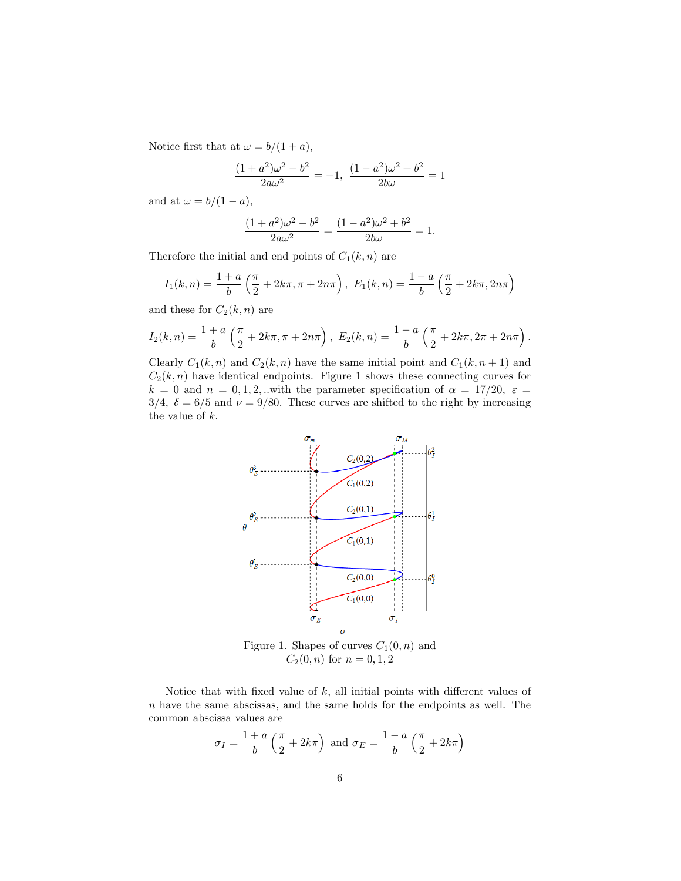Notice first that at $\omega = b/(1+a)$,

$$\frac{(1+a^2)\omega^2 - b^2}{2a\omega^2} = -1, \quad \frac{(1-a^2)\omega^2 + b^2}{2b\omega} = 1$$

and at $\omega = b/(1-a)$,

$$\frac{(1+a^2)\omega^2 - b^2}{2a\omega^2} = \frac{(1-a^2)\omega^2 + b^2}{2b\omega} = 1.$$

Therefore the initial and end points of $C_1(k,n)$ are

$$I_1(k,n) = \frac{1+a}{b}\left(\frac{\pi}{2} + 2k\pi, \pi + 2n\pi\right), \ E_1(k,n) = \frac{1-a}{b}\left(\frac{\pi}{2} + 2k\pi, 2n\pi\right)$$

and these for $C_2(k,n)$ are

$$I_2(k,n) = \frac{1+a}{b}\left(\frac{\pi}{2} + 2k\pi, \pi + 2n\pi\right), \ E_2(k,n) = \frac{1-a}{b}\left(\frac{\pi}{2} + 2k\pi, 2\pi + 2n\pi\right).$$

Clearly $C_1(k,n)$ and $C_2(k,n)$ have the same initial point and $C_1(k,n+1)$ and $C_2(k,n)$ have identical endpoints. Figure 1 shows these connecting curves for $k = 0$ and $n = 0, 1, 2, ..$with the parameter specification of $\alpha = 17/20$, $\varepsilon = 3/4$, $\delta = 6/5$ and $\nu = 9/80$. These curves are shifted to the right by increasing the value of $k$.

Figure 1. Shapes of curves $C_1(0,n)$ and $C_2(0,n)$ for $n = 0, 1, 2$

Notice that with fixed value of $k$, all initial points with different values of $n$ have the same abscissas, and the same holds for the endpoints as well. The common abscissa values are

$$\sigma_I = \frac{1+a}{b}\left(\frac{\pi}{2} + 2k\pi\right) \text{ and } \sigma_E = \frac{1-a}{b}\left(\frac{\pi}{2} + 2k\pi\right)$$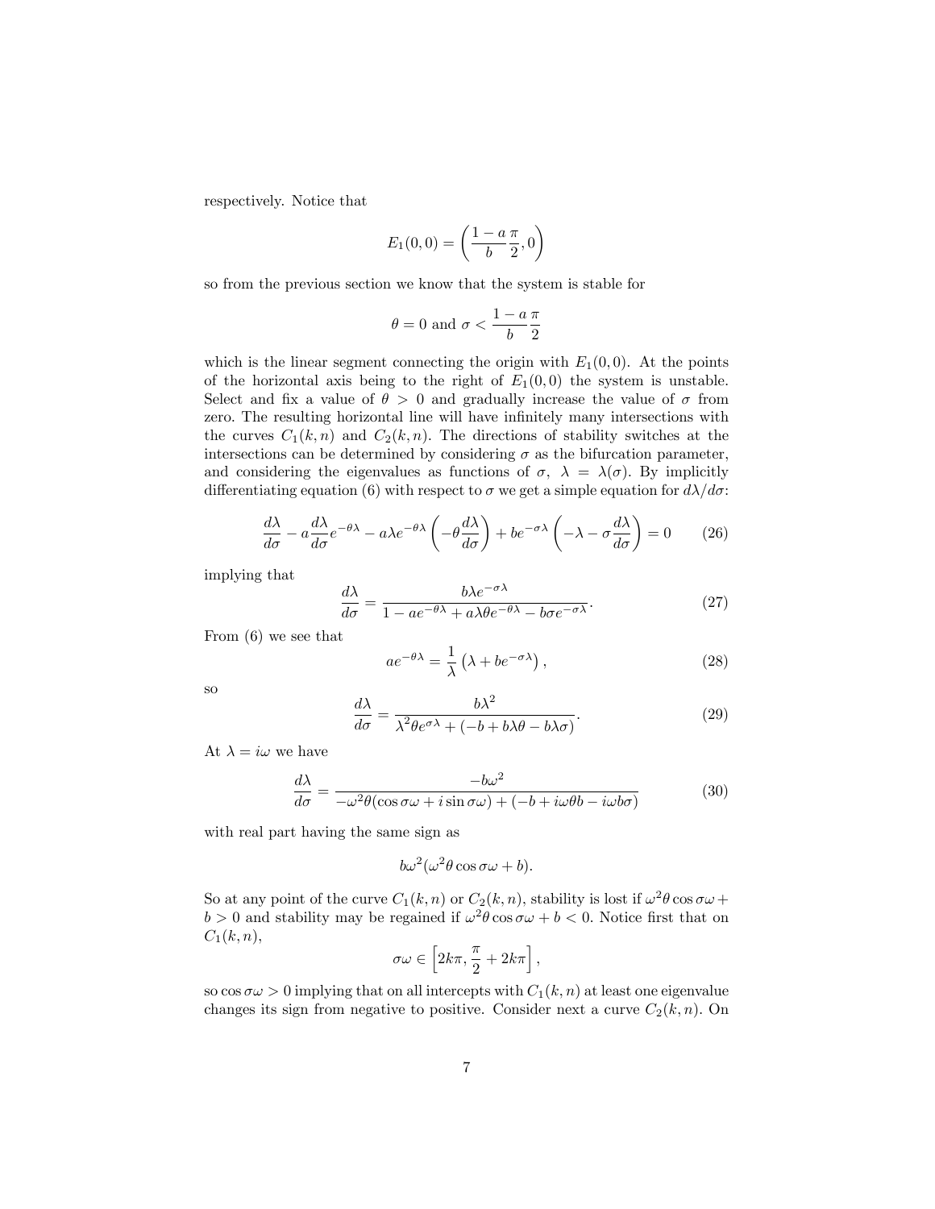respectively. Notice that

$$E_1(0,0) = \left(\frac{1-a}{b}\frac{\pi}{2}, 0\right)$$

so from the previous section we know that the system is stable for

$$\theta = 0 \text{ and } \sigma < \frac{1-a}{b}\frac{\pi}{2}$$

which is the linear segment connecting the origin with $E_1(0,0)$. At the points of the horizontal axis being to the right of $E_1(0,0)$ the system is unstable. Select and fix a value of $\theta > 0$ and gradually increase the value of $\sigma$ from zero. The resulting horizontal line will have infinitely many intersections with the curves $C_1(k,n)$ and $C_2(k,n)$. The directions of stability switches at the intersections can be determined by considering $\sigma$ as the bifurcation parameter, and considering the eigenvalues as functions of $\sigma$, $\lambda = \lambda(\sigma)$. By implicitly differentiating equation (6) with respect to $\sigma$ we get a simple equation for $d\lambda/d\sigma$:

$$\frac{d\lambda}{d\sigma} - a\frac{d\lambda}{d\sigma}e^{-\theta\lambda} - a\lambda e^{-\theta\lambda}\left(-\theta\frac{d\lambda}{d\sigma}\right) + be^{-\sigma\lambda}\left(-\lambda - \sigma\frac{d\lambda}{d\sigma}\right) = 0 \tag{26}$$

implying that

$$\frac{d\lambda}{d\sigma} = \frac{b\lambda e^{-\sigma\lambda}}{1 - ae^{-\theta\lambda} + a\lambda\theta e^{-\theta\lambda} - b\sigma e^{-\sigma\lambda}}. \tag{27}$$

From (6) we see that

$$ae^{-\theta\lambda} = \frac{1}{\lambda}\left(\lambda + be^{-\sigma\lambda}\right), \tag{28}$$

so

$$\frac{d\lambda}{d\sigma} = \frac{b\lambda^2}{\lambda^2\theta e^{\sigma\lambda} + (-b + b\lambda\theta - b\lambda\sigma)}. \tag{29}$$

At $\lambda = i\omega$ we have

$$\frac{d\lambda}{d\sigma} = \frac{-b\omega^2}{-\omega^2\theta(\cos\sigma\omega + i\sin\sigma\omega) + (-b + i\omega\theta b - i\omega b\sigma)} \tag{30}$$

with real part having the same sign as

$$b\omega^2(\omega^2\theta\cos\sigma\omega + b).$$

So at any point of the curve $C_1(k,n)$ or $C_2(k,n)$, stability is lost if $\omega^2\theta\cos\sigma\omega + b > 0$ and stability may be regained if $\omega^2\theta\cos\sigma\omega + b < 0$. Notice first that on $C_1(k,n)$,

$$\sigma\omega \in \left[2k\pi, \frac{\pi}{2} + 2k\pi\right],$$

so $\cos\sigma\omega > 0$ implying that on all intercepts with $C_1(k,n)$ at least one eigenvalue changes its sign from negative to positive. Consider next a curve $C_2(k,n)$. On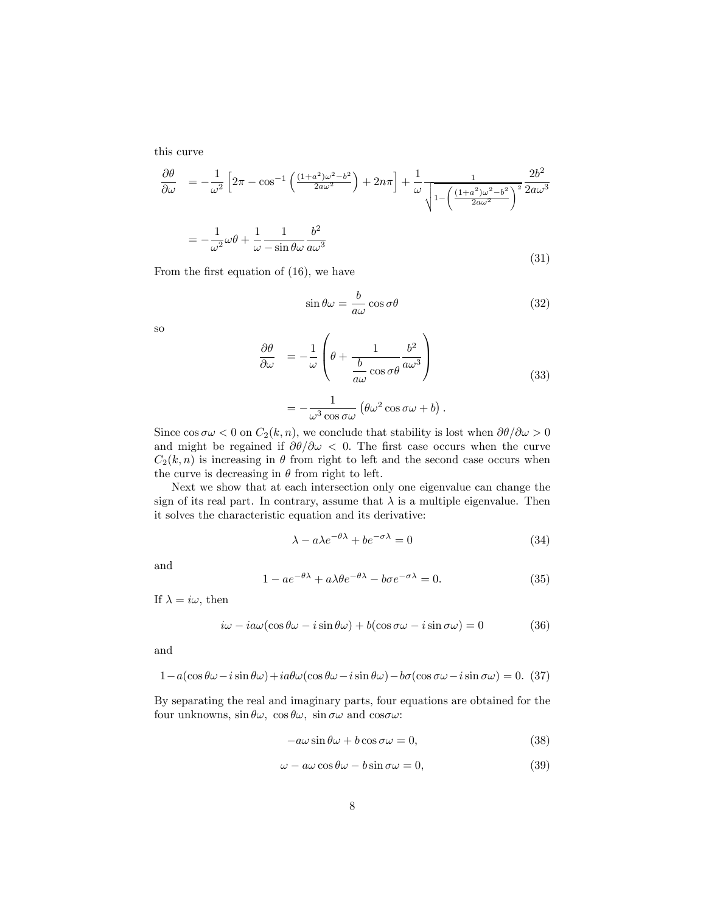this curve

$$
\begin{aligned}
\frac{\partial \theta}{\partial \omega} &= -\frac{1}{\omega^2}\left[2\pi - \cos^{-1}\left(\frac{(1+a^2)\omega^2 - b^2}{2a\omega^2}\right) + 2n\pi\right] + \frac{1}{\omega}\frac{1}{\sqrt{1-\left(\frac{(1+a^2)\omega^2-b^2}{2a\omega^2}\right)^2}}\frac{2b^2}{2a\omega^3} \\
&= -\frac{1}{\omega^2}\omega\theta + \frac{1}{\omega}\frac{1}{-\sin\theta\omega}\frac{b^2}{a\omega^3}
\end{aligned}
\tag{31}
$$

From the first equation of (16), we have

$$
\sin\theta\omega = \frac{b}{a\omega}\cos\sigma\theta \tag{32}
$$

so

$$
\begin{aligned}
\frac{\partial \theta}{\partial \omega} &= -\frac{1}{\omega}\left(\theta + \frac{1}{\dfrac{b}{a\omega}\cos\sigma\theta}\frac{b^2}{a\omega^3}\right) \\
&= -\frac{1}{\omega^3\cos\sigma\omega}\left(\theta\omega^2\cos\sigma\omega + b\right).
\end{aligned}
\tag{33}
$$

Since $\cos\sigma\omega < 0$ on $C_2(k,n)$, we conclude that stability is lost when $\partial\theta/\partial\omega > 0$ and might be regained if $\partial\theta/\partial\omega < 0$. The first case occurs when the curve $C_2(k,n)$ is increasing in $\theta$ from right to left and the second case occurs when the curve is decreasing in $\theta$ from right to left.

Next we show that at each intersection only one eigenvalue can change the sign of its real part. In contrary, assume that $\lambda$ is a multiple eigenvalue. Then it solves the characteristic equation and its derivative:

$$
\lambda - a\lambda e^{-\theta\lambda} + be^{-\sigma\lambda} = 0 \tag{34}
$$

and

$$
1 - ae^{-\theta\lambda} + a\lambda\theta e^{-\theta\lambda} - b\sigma e^{-\sigma\lambda} = 0. \tag{35}
$$

If $\lambda = i\omega$, then

$$
i\omega - ia\omega(\cos\theta\omega - i\sin\theta\omega) + b(\cos\sigma\omega - i\sin\sigma\omega) = 0 \tag{36}
$$

and

$$
1 - a(\cos\theta\omega - i\sin\theta\omega) + ia\theta\omega(\cos\theta\omega - i\sin\theta\omega) - b\sigma(\cos\sigma\omega - i\sin\sigma\omega) = 0. \tag{37}
$$

By separating the real and imaginary parts, four equations are obtained for the four unknowns, $\sin\theta\omega$, $\cos\theta\omega$, $\sin\sigma\omega$ and $\cos\sigma\omega$:

$$
-a\omega\sin\theta\omega + b\cos\sigma\omega = 0, \tag{38}
$$

$$
\omega - a\omega\cos\theta\omega - b\sin\sigma\omega = 0, \tag{39}
$$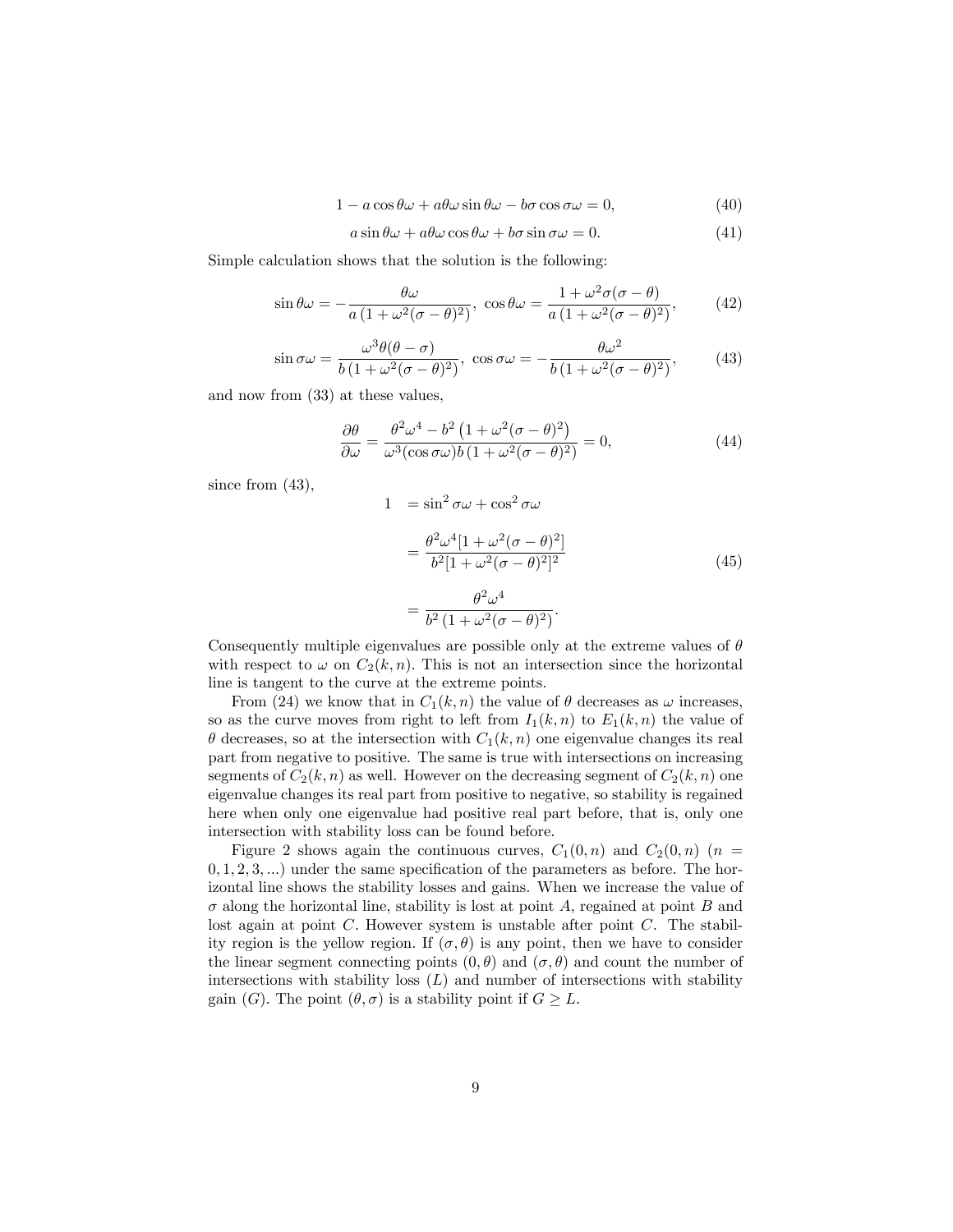$$1 - a\cos\theta\omega + a\theta\omega\sin\theta\omega - b\sigma\cos\sigma\omega = 0, \tag{40}$$

$$a\sin\theta\omega + a\theta\omega\cos\theta\omega + b\sigma\sin\sigma\omega = 0. \tag{41}$$

Simple calculation shows that the solution is the following:

$$\sin\theta\omega = -\frac{\theta\omega}{a\left(1+\omega^2(\sigma-\theta)^2\right)},\ \cos\theta\omega = \frac{1+\omega^2\sigma(\sigma-\theta)}{a\left(1+\omega^2(\sigma-\theta)^2\right)}, \tag{42}$$

$$\sin\sigma\omega = \frac{\omega^3\theta(\theta-\sigma)}{b\left(1+\omega^2(\sigma-\theta)^2\right)},\ \cos\sigma\omega = -\frac{\theta\omega^2}{b\left(1+\omega^2(\sigma-\theta)^2\right)}, \tag{43}$$

and now from (33) at these values,

$$\frac{\partial\theta}{\partial\omega} = \frac{\theta^2\omega^4 - b^2\left(1+\omega^2(\sigma-\theta)^2\right)}{\omega^3(\cos\sigma\omega)b\left(1+\omega^2(\sigma-\theta)^2\right)} = 0, \tag{44}$$

since from (43),

$$\begin{aligned}
1 &= \sin^2\sigma\omega + \cos^2\sigma\omega \\
&= \frac{\theta^2\omega^4[1+\omega^2(\sigma-\theta)^2]}{b^2[1+\omega^2(\sigma-\theta)^2]^2} \\
&= \frac{\theta^2\omega^4}{b^2\left(1+\omega^2(\sigma-\theta)^2\right)}.
\end{aligned} \tag{45}$$

Consequently multiple eigenvalues are possible only at the extreme values of $\theta$ with respect to $\omega$ on $C_2(k,n)$. This is not an intersection since the horizontal line is tangent to the curve at the extreme points.

From (24) we know that in $C_1(k,n)$ the value of $\theta$ decreases as $\omega$ increases, so as the curve moves from right to left from $I_1(k,n)$ to $E_1(k,n)$ the value of $\theta$ decreases, so at the intersection with $C_1(k,n)$ one eigenvalue changes its real part from negative to positive. The same is true with intersections on increasing segments of $C_2(k,n)$ as well. However on the decreasing segment of $C_2(k,n)$ one eigenvalue changes its real part from positive to negative, so stability is regained here when only one eigenvalue had positive real part before, that is, only one intersection with stability loss can be found before.

Figure 2 shows again the continuous curves, $C_1(0,n)$ and $C_2(0,n)$ ($n = 0,1,2,3,\ldots$) under the same specification of the parameters as before. The horizontal line shows the stability losses and gains. When we increase the value of $\sigma$ along the horizontal line, stability is lost at point $A$, regained at point $B$ and lost again at point $C$. However system is unstable after point $C$. The stability region is the yellow region. If $(\sigma,\theta)$ is any point, then we have to consider the linear segment connecting points $(0,\theta)$ and $(\sigma,\theta)$ and count the number of intersections with stability loss ($L$) and number of intersections with stability gain ($G$). The point $(\theta,\sigma)$ is a stability point if $G \geq L$.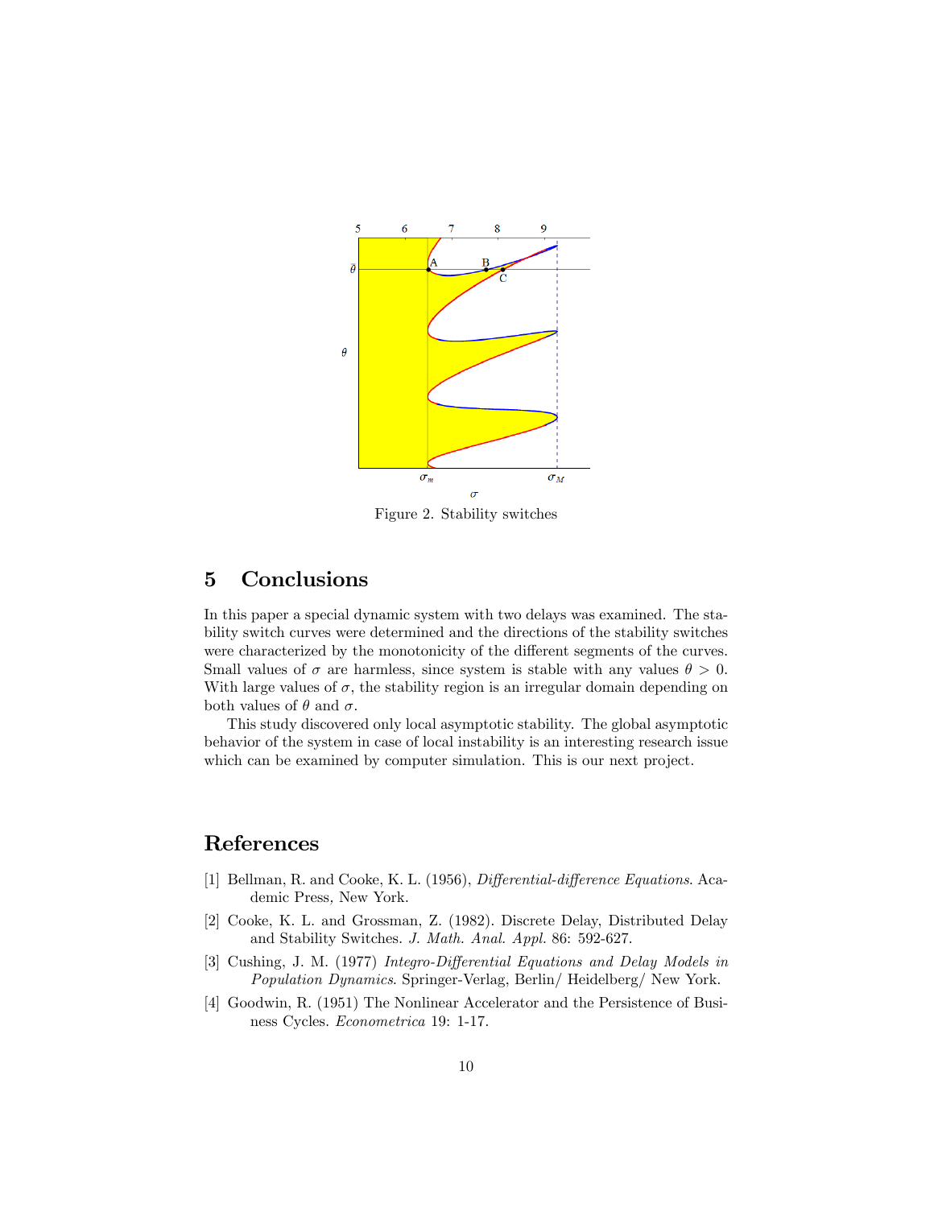Figure 2. Stability switches

## 5 Conclusions

In this paper a special dynamic system with two delays was examined. The stability switch curves were determined and the directions of the stability switches were characterized by the monotonicity of the different segments of the curves. Small values of $\sigma$ are harmless, since system is stable with any values $\theta > 0$. With large values of $\sigma$, the stability region is an irregular domain depending on both values of $\theta$ and $\sigma$.

This study discovered only local asymptotic stability. The global asymptotic behavior of the system in case of local instability is an interesting research issue which can be examined by computer simulation. This is our next project.

## References

[1] Bellman, R. and Cooke, K. L. (1956), *Differential-difference Equations*. Academic Press, New York.

[2] Cooke, K. L. and Grossman, Z. (1982). Discrete Delay, Distributed Delay and Stability Switches. *J. Math. Anal. Appl.* 86: 592-627.

[3] Cushing, J. M. (1977) *Integro-Differential Equations and Delay Models in Population Dynamics*. Springer-Verlag, Berlin/ Heidelberg/ New York.

[4] Goodwin, R. (1951) The Nonlinear Accelerator and the Persistence of Business Cycles. *Econometrica* 19: 1-17.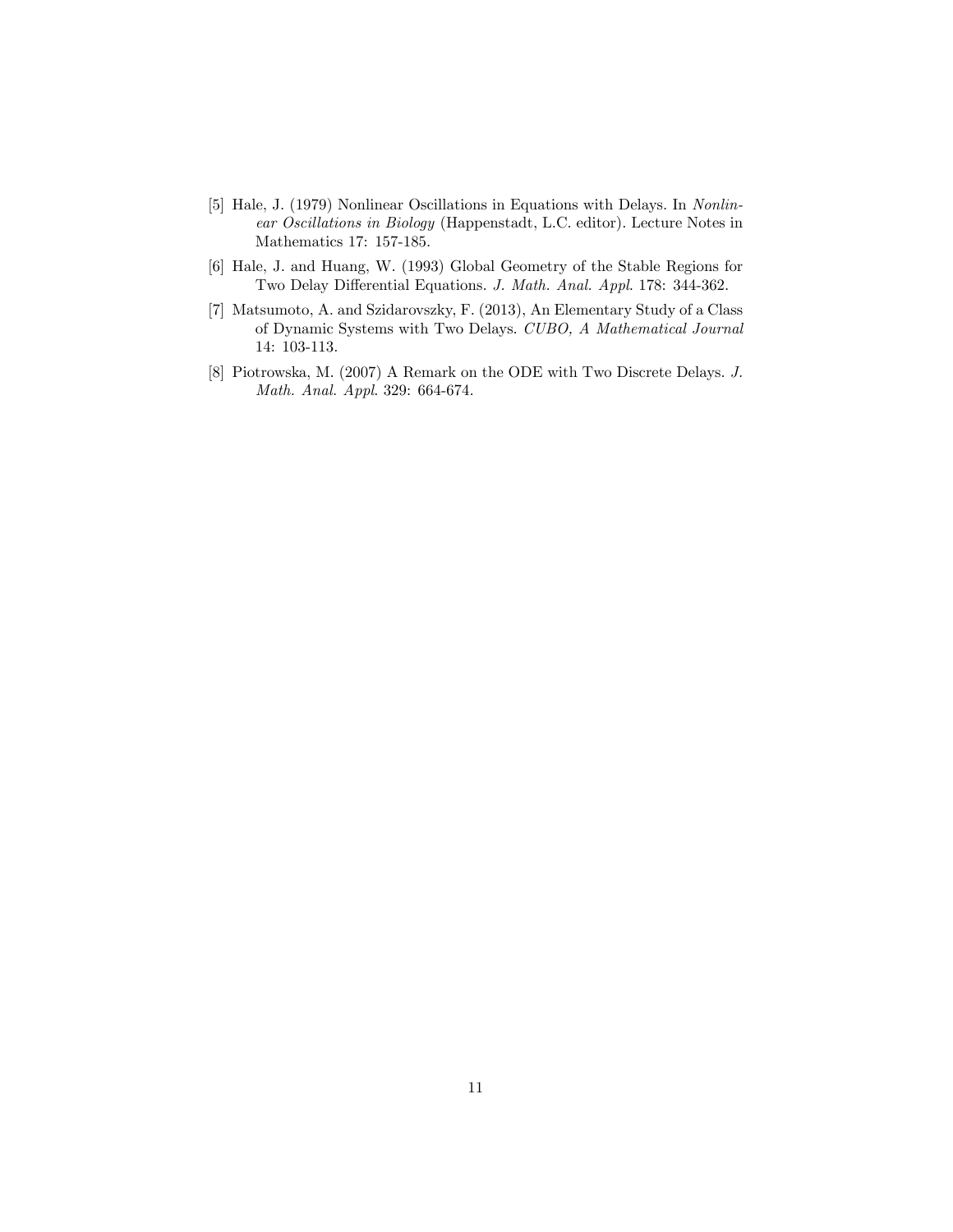[5] Hale, J. (1979) Nonlinear Oscillations in Equations with Delays. In *Nonlinear Oscillations in Biology* (Happenstadt, L.C. editor). Lecture Notes in Mathematics 17: 157-185.

[6] Hale, J. and Huang, W. (1993) Global Geometry of the Stable Regions for Two Delay Differential Equations. *J. Math. Anal. Appl*. 178: 344-362.

[7] Matsumoto, A. and Szidarovszky, F. (2013), An Elementary Study of a Class of Dynamic Systems with Two Delays. *CUBO, A Mathematical Journal* 14: 103-113.

[8] Piotrowska, M. (2007) A Remark on the ODE with Two Discrete Delays. *J. Math. Anal. Appl*. 329: 664-674.